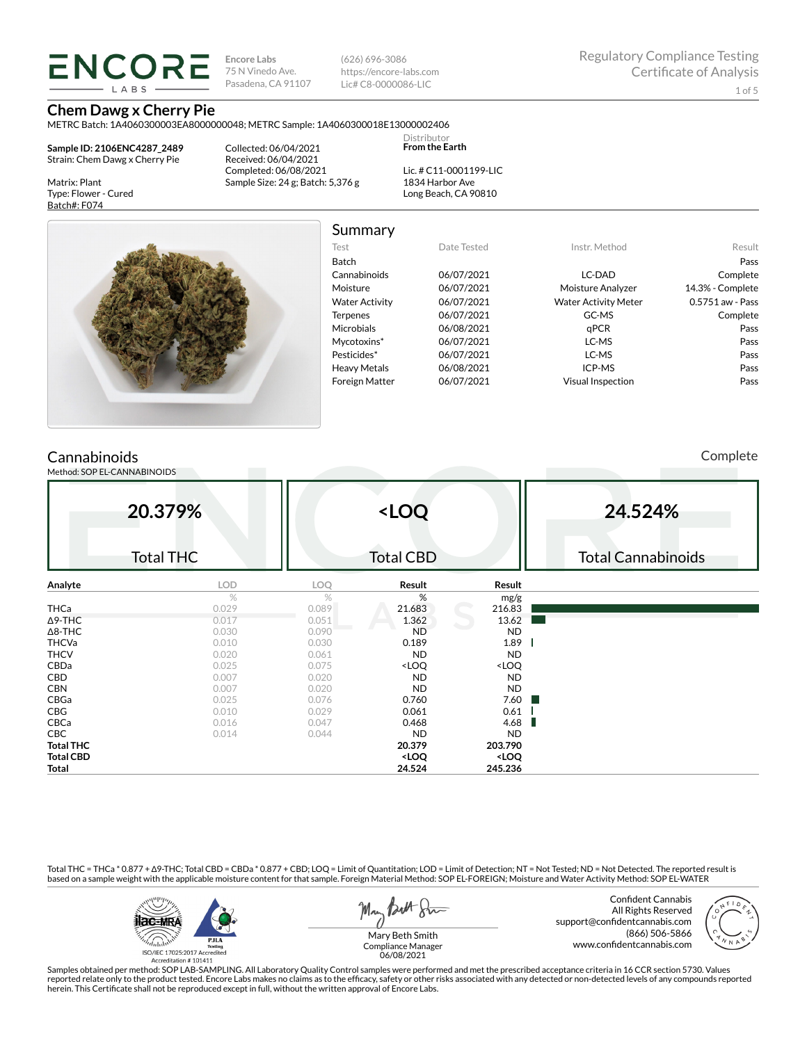# ENCORE LABS

**Encore Labs**
75 N Vinedo Ave.
Pasadena, CA 91107

(626) 696-3086
https://encore-labs.com
Lic# C8-0000086-LIC

Regulatory Compliance Testing
Certificate of Analysis

## Chem Dawg x Cherry Pie

METRC Batch: 1A4060300003EA8000000048; METRC Sample: 1A4060300018E13000002406

**Sample ID: 2106ENC4287_2489**
Strain: Chem Dawg x Cherry Pie

Matrix: Plant
Type: Flower - Cured
Batch#: F074

Collected: 06/04/2021
Received: 06/04/2021
Completed: 06/08/2021
Sample Size: 24 g; Batch: 5,376 g

Distributor
**From the Earth**

Lic. # C11-0001199-LIC
1834 Harbor Ave
Long Beach, CA 90810

## Summary

| Test | Date Tested | Instr. Method | Result |
|---|---|---|---|
| Batch | | | Pass |
| Cannabinoids | 06/07/2021 | LC-DAD | Complete |
| Moisture | 06/07/2021 | Moisture Analyzer | 14.3% - Complete |
| Water Activity | 06/07/2021 | Water Activity Meter | 0.5751 aw - Pass |
| Terpenes | 06/07/2021 | GC-MS | Complete |
| Microbials | 06/08/2021 | qPCR | Pass |
| Mycotoxins* | 06/07/2021 | LC-MS | Pass |
| Pesticides* | 06/07/2021 | LC-MS | Pass |
| Heavy Metals | 06/08/2021 | ICP-MS | Pass |
| Foreign Matter | 06/07/2021 | Visual Inspection | Pass |

## Cannabinoids

Complete

Method: SOP EL-CANNABINOIDS

| 20.379% | <LOQ | 24.524% |
|---|---|---|
| Total THC | Total CBD | Total Cannabinoids |

| Analyte | LOD | LOQ | Result | Result |
|---|---|---|---|---|
| | % | % | % | mg/g |
| THCa | 0.029 | 0.089 | 21.683 | 216.83 |
| Δ9-THC | 0.017 | 0.051 | 1.362 | 13.62 |
| Δ8-THC | 0.030 | 0.090 | ND | ND |
| THCVa | 0.010 | 0.030 | 0.189 | 1.89 |
| THCV | 0.020 | 0.061 | ND | ND |
| CBDa | 0.025 | 0.075 | <LOQ | <LOQ |
| CBD | 0.007 | 0.020 | ND | ND |
| CBN | 0.007 | 0.020 | ND | ND |
| CBGa | 0.025 | 0.076 | 0.760 | 7.60 |
| CBG | 0.010 | 0.029 | 0.061 | 0.61 |
| CBCa | 0.016 | 0.047 | 0.468 | 4.68 |
| CBC | 0.014 | 0.044 | ND | ND |
| **Total THC** | | | **20.379** | **203.790** |
| **Total CBD** | | | **<LOQ** | **<LOQ** |
| **Total** | | | **24.524** | **245.236** |

Total THC = THCa * 0.877 + Δ9-THC; Total CBD = CBDa * 0.877 + CBD; LOQ = Limit of Quantitation; LOD = Limit of Detection; NT = Not Tested; ND = Not Detected. The reported result is based on a sample weight with the applicable moisture content for that sample. Foreign Material Method: SOP EL-FOREIGN; Moisture and Water Activity Method: SOP EL-WATER

ISO/IEC 17025:2017 Accredited
Accreditation # 101411

Mary Beth Smith
Compliance Manager
06/08/2021

Confident Cannabis
All Rights Reserved
support@confidentcannabis.com
(866) 506-5866
www.confidentcannabis.com

Samples obtained per method: SOP LAB-SAMPLING. All Laboratory Quality Control samples were performed and met the prescribed acceptance criteria in 16 CCR section 5730. Values reported relate only to the product tested. Encore Labs makes no claims as to the efficacy, safety or other risks associated with any detected or non-detected levels of any compounds reported herein. This Certificate shall not be reproduced except in full, without the written approval of Encore Labs.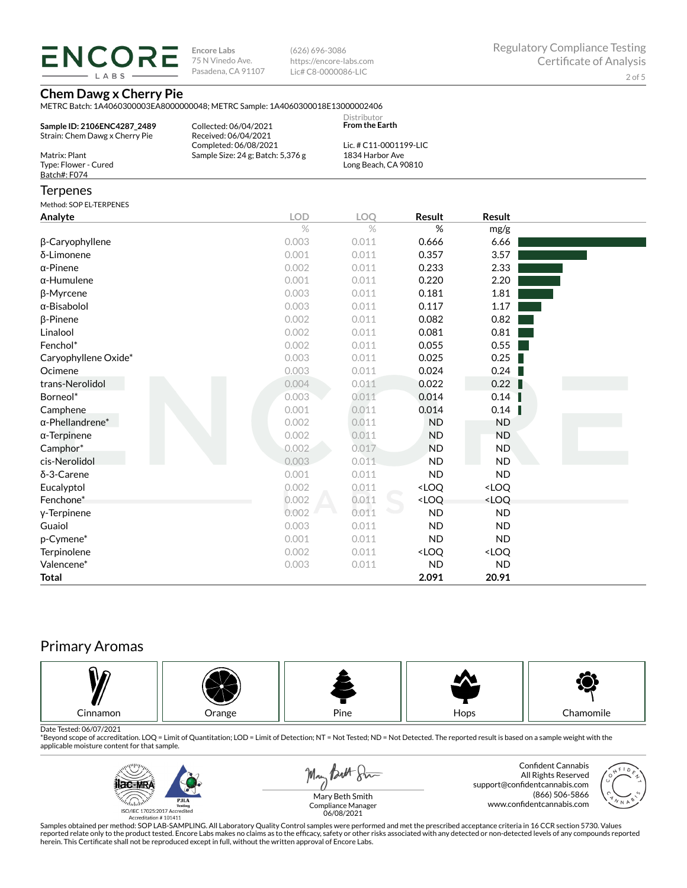ENCORE LABS

Encore Labs
75 N Vinedo Ave.
Pasadena, CA 91107

(626) 696-3086
https://encore-labs.com
Lic# C8-0000086-LIC

Regulatory Compliance Testing
Certificate of Analysis

## Chem Dawg x Cherry Pie

METRC Batch: 1A4060300003EA8000000048; METRC Sample: 1A4060300018E13000002406

**Sample ID: 2106ENC4287_2489**
Strain: Chem Dawg x Cherry Pie

Matrix: Plant
Type: Flower - Cured
Batch#: F074

Collected: 06/04/2021
Received: 06/04/2021
Completed: 06/08/2021
Sample Size: 24 g; Batch: 5,376 g

Distributor
**From the Earth**

Lic. # C11-0001199-LIC
1834 Harbor Ave
Long Beach, CA 90810

## Terpenes

Method: SOP EL-TERPENES

| Analyte | LOD | LOQ | Result | Result |
|---|---|---|---|---|
| | % | % | % | mg/g |
| β-Caryophyllene | 0.003 | 0.011 | 0.666 | 6.66 |
| δ-Limonene | 0.001 | 0.011 | 0.357 | 3.57 |
| α-Pinene | 0.002 | 0.011 | 0.233 | 2.33 |
| α-Humulene | 0.001 | 0.011 | 0.220 | 2.20 |
| β-Myrcene | 0.003 | 0.011 | 0.181 | 1.81 |
| α-Bisabolol | 0.003 | 0.011 | 0.117 | 1.17 |
| β-Pinene | 0.002 | 0.011 | 0.082 | 0.82 |
| Linalool | 0.002 | 0.011 | 0.081 | 0.81 |
| Fenchol* | 0.002 | 0.011 | 0.055 | 0.55 |
| Caryophyllene Oxide* | 0.003 | 0.011 | 0.025 | 0.25 |
| Ocimene | 0.003 | 0.011 | 0.024 | 0.24 |
| trans-Nerolidol | 0.004 | 0.011 | 0.022 | 0.22 |
| Borneol* | 0.003 | 0.011 | 0.014 | 0.14 |
| Camphene | 0.001 | 0.011 | 0.014 | 0.14 |
| α-Phellandrene* | 0.002 | 0.011 | ND | ND |
| α-Terpinene | 0.002 | 0.011 | ND | ND |
| Camphor* | 0.002 | 0.017 | ND | ND |
| cis-Nerolidol | 0.003 | 0.011 | ND | ND |
| δ-3-Carene | 0.001 | 0.011 | ND | ND |
| Eucalyptol | 0.002 | 0.011 | <LOQ | <LOQ |
| Fenchone* | 0.002 | 0.011 | <LOQ | <LOQ |
| γ-Terpinene | 0.002 | 0.011 | ND | ND |
| Guaiol | 0.003 | 0.011 | ND | ND |
| p-Cymene* | 0.001 | 0.011 | ND | ND |
| Terpinolene | 0.002 | 0.011 | <LOQ | <LOQ |
| Valencene* | 0.003 | 0.011 | ND | ND |
| **Total** | | | **2.091** | **20.91** |

## Primary Aromas

Cinnamon | Orange | Pine | Hops | Chamomile

Date Tested: 06/07/2021

*Beyond scope of accreditation. LOQ = Limit of Quantitation; LOD = Limit of Detection; NT = Not Tested; ND = Not Detected. The reported result is based on a sample weight with the applicable moisture content for that sample.

ISO/IEC 17025:2017 Accredited
Accreditation # 101411

Mary Beth Smith
Compliance Manager
06/08/2021

Confident Cannabis
All Rights Reserved
support@confidentcannabis.com
(866) 506-5866
www.confidentcannabis.com

Samples obtained per method: SOP LAB-SAMPLING. All Laboratory Quality Control samples were performed and met the prescribed acceptance criteria in 16 CCR section 5730. Values reported relate only to the product tested. Encore Labs makes no claims as to the efficacy, safety or other risks associated with any detected or non-detected levels of any compounds reported herein. This Certificate shall not be reproduced except in full, without the written approval of Encore Labs.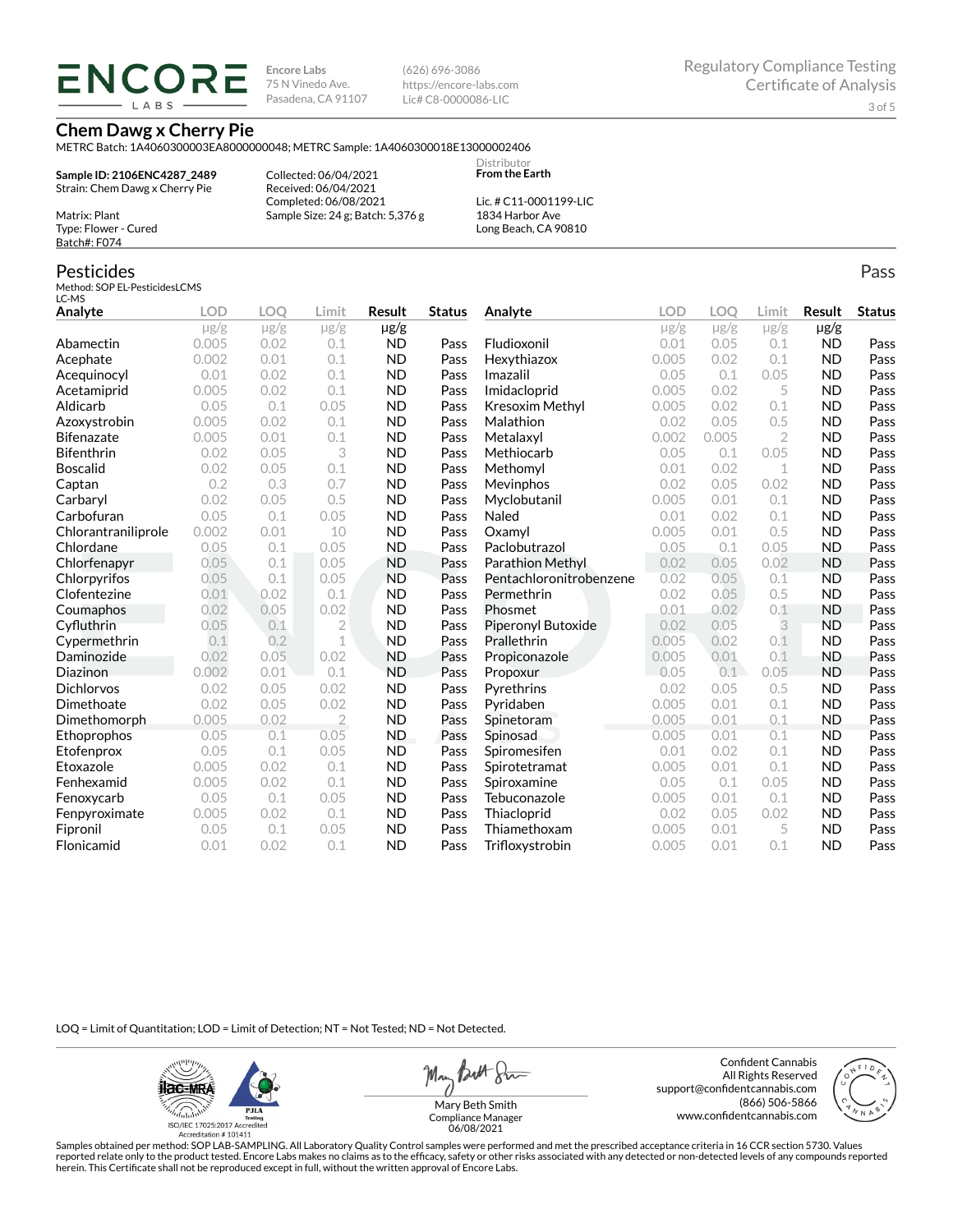**ENCORE LABS**

Encore Labs
75 N Vinedo Ave.
Pasadena, CA 91107

(626) 696-3086
https://encore-labs.com
Lic# C8-0000086-LIC

Regulatory Compliance Testing
Certificate of Analysis

## Chem Dawg x Cherry Pie

METRC Batch: 1A4060300003EA8000000048; METRC Sample: 1A4060300018E13000002406

**Sample ID: 2106ENC4287_2489**
Strain: Chem Dawg x Cherry Pie

Matrix: Plant
Type: Flower - Cured
Batch#: F074

Collected: 06/04/2021
Received: 06/04/2021
Completed: 06/08/2021
Sample Size: 24 g; Batch: 5,376 g

Distributor
**From the Earth**

Lic. # C11-0001199-LIC
1834 Harbor Ave
Long Beach, CA 90810

## Pesticides

Pass

Method: SOP EL-PesticidesLCMS
LC-MS

| Analyte | LOD | LOQ | Limit | Result | Status | Analyte | LOD | LOQ | Limit | Result | Status |
|---|---|---|---|---|---|---|---|---|---|---|---|
| | µg/g | µg/g | µg/g | µg/g | | | µg/g | µg/g | µg/g | µg/g | |
| Abamectin | 0.005 | 0.02 | 0.1 | ND | Pass | Fludioxonil | 0.01 | 0.05 | 0.1 | ND | Pass |
| Acephate | 0.002 | 0.01 | 0.1 | ND | Pass | Hexythiazox | 0.005 | 0.02 | 0.1 | ND | Pass |
| Acequinocyl | 0.01 | 0.02 | 0.1 | ND | Pass | Imazalil | 0.05 | 0.1 | 0.05 | ND | Pass |
| Acetamiprid | 0.005 | 0.02 | 0.1 | ND | Pass | Imidacloprid | 0.005 | 0.02 | 5 | ND | Pass |
| Aldicarb | 0.05 | 0.1 | 0.05 | ND | Pass | Kresoxim Methyl | 0.005 | 0.02 | 0.1 | ND | Pass |
| Azoxystrobin | 0.005 | 0.02 | 0.1 | ND | Pass | Malathion | 0.02 | 0.05 | 0.5 | ND | Pass |
| Bifenazate | 0.005 | 0.01 | 0.1 | ND | Pass | Metalaxyl | 0.002 | 0.005 | 2 | ND | Pass |
| Bifenthrin | 0.02 | 0.05 | 3 | ND | Pass | Methiocarb | 0.05 | 0.1 | 0.05 | ND | Pass |
| Boscalid | 0.02 | 0.05 | 0.1 | ND | Pass | Methomyl | 0.01 | 0.02 | 1 | ND | Pass |
| Captan | 0.2 | 0.3 | 0.7 | ND | Pass | Mevinphos | 0.02 | 0.05 | 0.02 | ND | Pass |
| Carbaryl | 0.02 | 0.05 | 0.5 | ND | Pass | Myclobutanil | 0.005 | 0.01 | 0.1 | ND | Pass |
| Carbofuran | 0.05 | 0.1 | 0.05 | ND | Pass | Naled | 0.01 | 0.02 | 0.1 | ND | Pass |
| Chlorantraniliprole | 0.002 | 0.01 | 10 | ND | Pass | Oxamyl | 0.005 | 0.01 | 0.5 | ND | Pass |
| Chlordane | 0.05 | 0.1 | 0.05 | ND | Pass | Paclobutrazol | 0.05 | 0.1 | 0.05 | ND | Pass |
| Chlorfenapyr | 0.05 | 0.1 | 0.05 | ND | Pass | Parathion Methyl | 0.02 | 0.05 | 0.02 | ND | Pass |
| Chlorpyrifos | 0.05 | 0.1 | 0.05 | ND | Pass | Pentachloronitrobenzene | 0.02 | 0.05 | 0.1 | ND | Pass |
| Clofentezine | 0.01 | 0.02 | 0.1 | ND | Pass | Permethrin | 0.02 | 0.05 | 0.5 | ND | Pass |
| Coumaphos | 0.02 | 0.05 | 0.02 | ND | Pass | Phosmet | 0.01 | 0.02 | 0.1 | ND | Pass |
| Cyfluthrin | 0.05 | 0.1 | 2 | ND | Pass | Piperonyl Butoxide | 0.02 | 0.05 | 3 | ND | Pass |
| Cypermethrin | 0.1 | 0.2 | 1 | ND | Pass | Prallethrin | 0.005 | 0.02 | 0.1 | ND | Pass |
| Daminozide | 0.02 | 0.05 | 0.02 | ND | Pass | Propiconazole | 0.005 | 0.01 | 0.1 | ND | Pass |
| Diazinon | 0.002 | 0.01 | 0.1 | ND | Pass | Propoxur | 0.05 | 0.1 | 0.05 | ND | Pass |
| Dichlorvos | 0.02 | 0.05 | 0.02 | ND | Pass | Pyrethrins | 0.02 | 0.05 | 0.5 | ND | Pass |
| Dimethoate | 0.02 | 0.05 | 0.02 | ND | Pass | Pyridaben | 0.005 | 0.01 | 0.1 | ND | Pass |
| Dimethomorph | 0.005 | 0.02 | 2 | ND | Pass | Spinetoram | 0.005 | 0.01 | 0.1 | ND | Pass |
| Ethoprophos | 0.05 | 0.1 | 0.05 | ND | Pass | Spinosad | 0.005 | 0.01 | 0.1 | ND | Pass |
| Etofenprox | 0.05 | 0.1 | 0.05 | ND | Pass | Spiromesifen | 0.01 | 0.02 | 0.1 | ND | Pass |
| Etoxazole | 0.005 | 0.02 | 0.1 | ND | Pass | Spirotetramat | 0.005 | 0.01 | 0.1 | ND | Pass |
| Fenhexamid | 0.005 | 0.02 | 0.1 | ND | Pass | Spiroxamine | 0.05 | 0.1 | 0.05 | ND | Pass |
| Fenoxycarb | 0.05 | 0.1 | 0.05 | ND | Pass | Tebuconazole | 0.005 | 0.01 | 0.1 | ND | Pass |
| Fenpyroximate | 0.005 | 0.02 | 0.1 | ND | Pass | Thiacloprid | 0.02 | 0.05 | 0.02 | ND | Pass |
| Fipronil | 0.05 | 0.1 | 0.05 | ND | Pass | Thiamethoxam | 0.005 | 0.01 | 5 | ND | Pass |
| Flonicamid | 0.01 | 0.02 | 0.1 | ND | Pass | Trifloxystrobin | 0.005 | 0.01 | 0.1 | ND | Pass |

LOQ = Limit of Quantitation; LOD = Limit of Detection; NT = Not Tested; ND = Not Detected.

ISO/IEC 17025:2017 Accredited
Accreditation # 101411

Mary Beth Smith
Compliance Manager
06/08/2021

Confident Cannabis
All Rights Reserved
support@confidentcannabis.com
(866) 506-5866
www.confidentcannabis.com

Samples obtained per method: SOP LAB-SAMPLING. All Laboratory Quality Control samples were performed and met the prescribed acceptance criteria in 16 CCR section 5730. Values reported relate only to the product tested. Encore Labs makes no claims as to the efficacy, safety or other risks associated with any detected or non-detected levels of any compounds reported herein. This Certificate shall not be reproduced except in full, without the written approval of Encore Labs.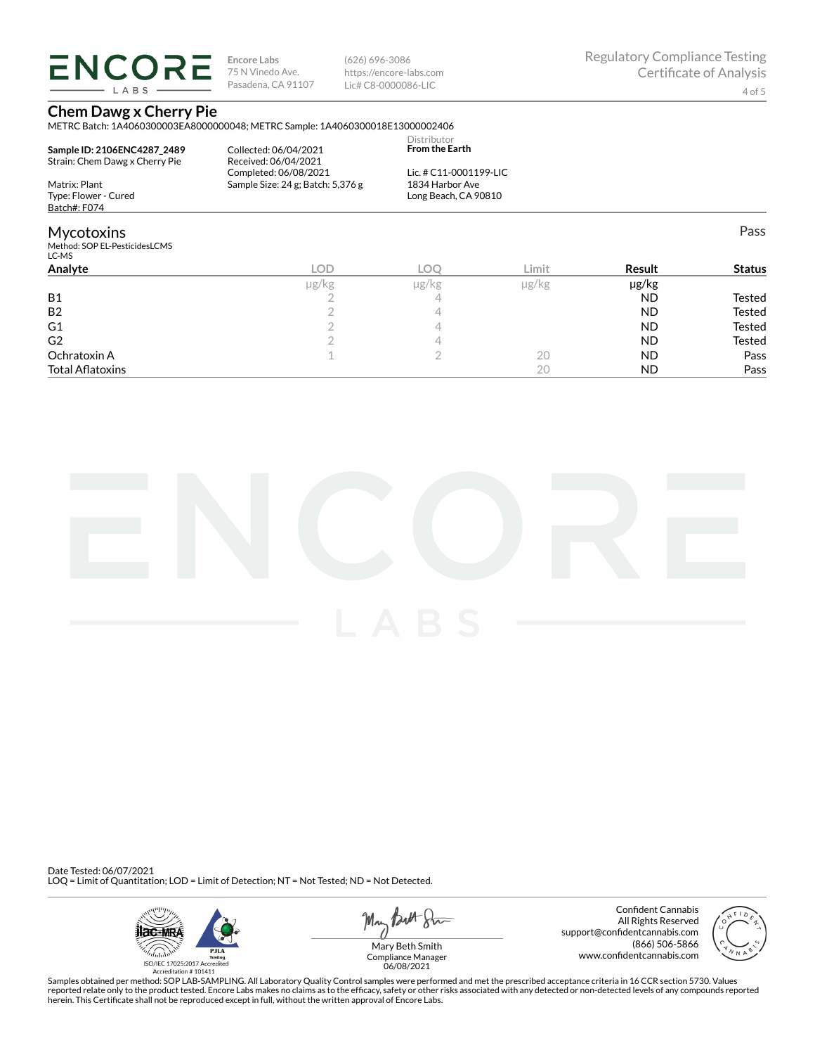**Encore Labs**
75 N Vinedo Ave.
Pasadena, CA 91107

(626) 696-3086
https://encore-labs.com
Lic# C8-0000086-LIC

Regulatory Compliance Testing
Certificate of Analysis

# Chem Dawg x Cherry Pie

METRC Batch: 1A4060300003EA8000000048; METRC Sample: 1A4060300018E13000002406

**Sample ID: 2106ENC4287_2489**
Strain: Chem Dawg x Cherry Pie

Matrix: Plant
Type: Flower - Cured
Batch#: F074

Collected: 06/04/2021
Received: 06/04/2021
Completed: 06/08/2021
Sample Size: 24 g; Batch: 5,376 g

Distributor
**From the Earth**

Lic. # C11-0001199-LIC
1834 Harbor Ave
Long Beach, CA 90810

## Mycotoxins

Pass

Method: SOP EL-PesticidesLCMS
LC-MS

| Analyte | LOD | LOQ | Limit | Result | Status |
|---|---|---|---|---|---|
| | µg/kg | µg/kg | µg/kg | µg/kg | |
| B1 | 2 | 4 | | ND | Tested |
| B2 | 2 | 4 | | ND | Tested |
| G1 | 2 | 4 | | ND | Tested |
| G2 | 2 | 4 | | ND | Tested |
| Ochratoxin A | 1 | 2 | 20 | ND | Pass |
| Total Aflatoxins | | | 20 | ND | Pass |

Date Tested: 06/07/2021
LOQ = Limit of Quantitation; LOD = Limit of Detection; NT = Not Tested; ND = Not Detected.

ISO/IEC 17025:2017 Accredited
Accreditation # 101411

Mary Beth Smith
Compliance Manager
06/08/2021

Confident Cannabis
All Rights Reserved
support@confidentcannabis.com
(866) 506-5866
www.confidentcannabis.com

Samples obtained per method: SOP LAB-SAMPLING. All Laboratory Quality Control samples were performed and met the prescribed acceptance criteria in 16 CCR section 5730. Values reported relate only to the product tested. Encore Labs makes no claims as to the efficacy, safety or other risks associated with any detected or non-detected levels of any compounds reported herein. This Certificate shall not be reproduced except in full, without the written approval of Encore Labs.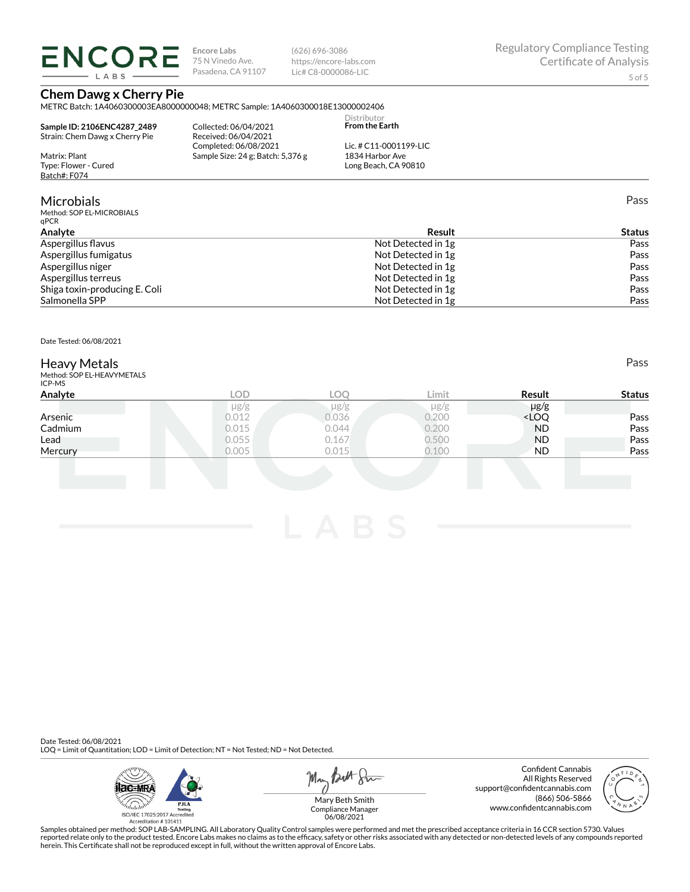**Encore Labs**
75 N Vinedo Ave.
Pasadena, CA 91107

(626) 696-3086
https://encore-labs.com
Lic# C8-0000086-LIC

Regulatory Compliance Testing
Certificate of Analysis

# Chem Dawg x Cherry Pie

METRC Batch: 1A4060300003EA8000000048; METRC Sample: 1A4060300018E13000002406

**Sample ID: 2106ENC4287_2489**
Strain: Chem Dawg x Cherry Pie

Matrix: Plant
Type: Flower - Cured
Batch#: F074

Collected: 06/04/2021
Received: 06/04/2021
Completed: 06/08/2021
Sample Size: 24 g; Batch: 5,376 g

Distributor
**From the Earth**

Lic. # C11-0001199-LIC
1834 Harbor Ave
Long Beach, CA 90810

## Microbials

Pass

Method: SOP EL-MICROBIALS
qPCR

| Analyte | Result | Status |
|---|---|---|
| Aspergillus flavus | Not Detected in 1g | Pass |
| Aspergillus fumigatus | Not Detected in 1g | Pass |
| Aspergillus niger | Not Detected in 1g | Pass |
| Aspergillus terreus | Not Detected in 1g | Pass |
| Shiga toxin-producing E. Coli | Not Detected in 1g | Pass |
| Salmonella SPP | Not Detected in 1g | Pass |

Date Tested: 06/08/2021

## Heavy Metals

Pass

Method: SOP EL-HEAVYMETALS
ICP-MS

| Analyte | LOD | LOQ | Limit | Result | Status |
|---|---|---|---|---|---|
| | µg/g | µg/g | µg/g | µg/g | |
| Arsenic | 0.012 | 0.036 | 0.200 | <LOQ | Pass |
| Cadmium | 0.015 | 0.044 | 0.200 | ND | Pass |
| Lead | 0.055 | 0.167 | 0.500 | ND | Pass |
| Mercury | 0.005 | 0.015 | 0.100 | ND | Pass |

Date Tested: 06/08/2021
LOQ = Limit of Quantitation; LOD = Limit of Detection; NT = Not Tested; ND = Not Detected.

ISO/IEC 17025:2017 Accredited
Accreditation # 101411

Mary Beth Smith
Compliance Manager
06/08/2021

Confident Cannabis
All Rights Reserved
support@confidentcannabis.com
(866) 506-5866
www.confidentcannabis.com

Samples obtained per method: SOP LAB-SAMPLING. All Laboratory Quality Control samples were performed and met the prescribed acceptance criteria in 16 CCR section 5730. Values reported relate only to the product tested. Encore Labs makes no claims as to the efficacy, safety or other risks associated with any detected or non-detected levels of any compounds reported herein. This Certificate shall not be reproduced except in full, without the written approval of Encore Labs.